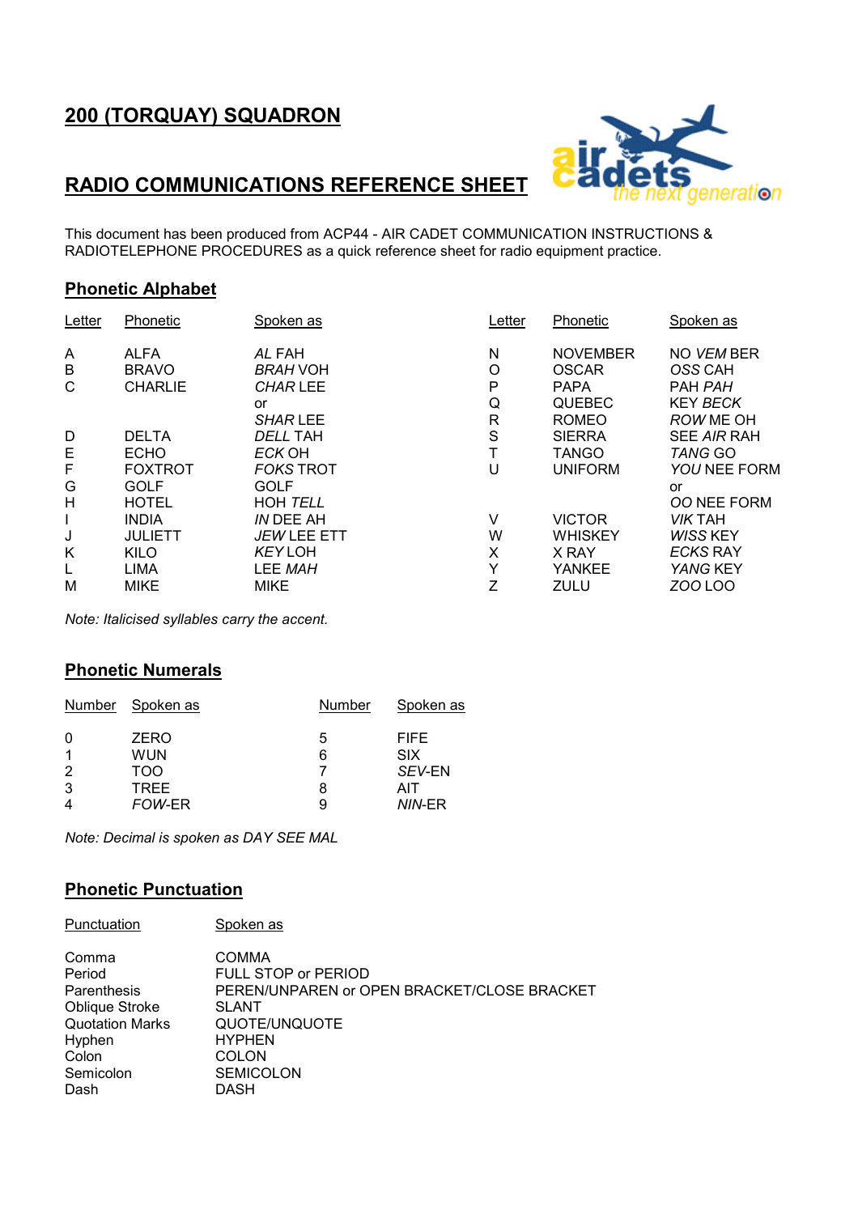# 200 (TORQUAY) SQUADRON

# RADIO COMMUNICATIONS REFERENCE SHEET

This document has been produced from ACP44 - AIR CADET COMMUNICATION INSTRUCTIONS & RADIOTELEPHONE PROCEDURES as a quick reference sheet for radio equipment practice.

## Phonetic Alphabet

| Letter | Phonetic | Spoken as | Letter | Phonetic | Spoken as |
|---|---|---|---|---|---|
| A | ALFA | *AL* FAH | N | NOVEMBER | NO *VEM* BER |
| B | BRAVO | *BRAH* VOH | O | OSCAR | *OSS* CAH |
| C | CHARLIE | *CHAR* LEE or *SHAR* LEE | P | PAPA | PAH *PAH* |
| | | | Q | QUEBEC | KEY *BECK* |
| | | | R | ROMEO | *ROW* ME OH |
| D | DELTA | *DELL* TAH | S | SIERRA | SEE *AIR* RAH |
| E | ECHO | *ECK* OH | T | TANGO | *TANG* GO |
| F | FOXTROT | *FOKS* TROT | U | UNIFORM | *YOU* NEE FORM or *OO* NEE FORM |
| G | GOLF | GOLF | | | |
| H | HOTEL | HOH *TELL* | | | |
| I | INDIA | *IN* DEE AH | V | VICTOR | *VIK* TAH |
| J | JULIETT | *JEW* LEE ETT | W | WHISKEY | *WISS* KEY |
| K | KILO | *KEY* LOH | X | X RAY | *ECKS* RAY |
| L | LIMA | LEE *MAH* | Y | YANKEE | *YANG* KEY |
| M | MIKE | MIKE | Z | ZULU | *ZOO* LOO |

*Note: Italicised syllables carry the accent.*

## Phonetic Numerals

| Number | Spoken as | Number | Spoken as |
|---|---|---|---|
| 0 | ZERO | 5 | FIFE |
| 1 | WUN | 6 | SIX |
| 2 | TOO | 7 | *SEV*-EN |
| 3 | TREE | 8 | AIT |
| 4 | *FOW*-ER | 9 | *NIN*-ER |

*Note: Decimal is spoken as DAY SEE MAL*

## Phonetic Punctuation

| Punctuation | Spoken as |
|---|---|
| Comma | COMMA |
| Period | FULL STOP or PERIOD |
| Parenthesis | PEREN/UNPAREN or OPEN BRACKET/CLOSE BRACKET |
| Oblique Stroke | SLANT |
| Quotation Marks | QUOTE/UNQUOTE |
| Hyphen | HYPHEN |
| Colon | COLON |
| Semicolon | SEMICOLON |
| Dash | DASH |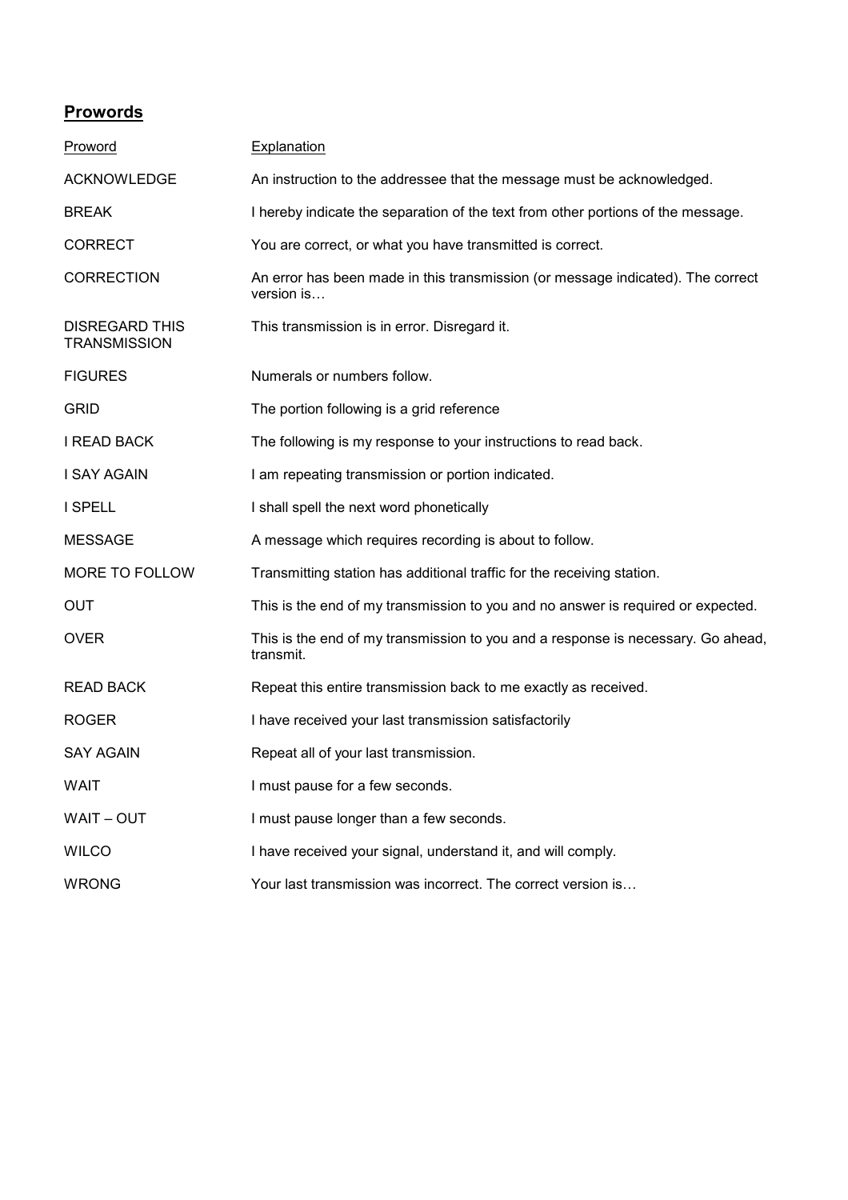## Prowords

| Proword | Explanation |
|---|---|
| ACKNOWLEDGE | An instruction to the addressee that the message must be acknowledged. |
| BREAK | I hereby indicate the separation of the text from other portions of the message. |
| CORRECT | You are correct, or what you have transmitted is correct. |
| CORRECTION | An error has been made in this transmission (or message indicated). The correct version is… |
| DISREGARD THIS TRANSMISSION | This transmission is in error. Disregard it. |
| FIGURES | Numerals or numbers follow. |
| GRID | The portion following is a grid reference |
| I READ BACK | The following is my response to your instructions to read back. |
| I SAY AGAIN | I am repeating transmission or portion indicated. |
| I SPELL | I shall spell the next word phonetically |
| MESSAGE | A message which requires recording is about to follow. |
| MORE TO FOLLOW | Transmitting station has additional traffic for the receiving station. |
| OUT | This is the end of my transmission to you and no answer is required or expected. |
| OVER | This is the end of my transmission to you and a response is necessary. Go ahead, transmit. |
| READ BACK | Repeat this entire transmission back to me exactly as received. |
| ROGER | I have received your last transmission satisfactorily |
| SAY AGAIN | Repeat all of your last transmission. |
| WAIT | I must pause for a few seconds. |
| WAIT – OUT | I must pause longer than a few seconds. |
| WILCO | I have received your signal, understand it, and will comply. |
| WRONG | Your last transmission was incorrect. The correct version is… |